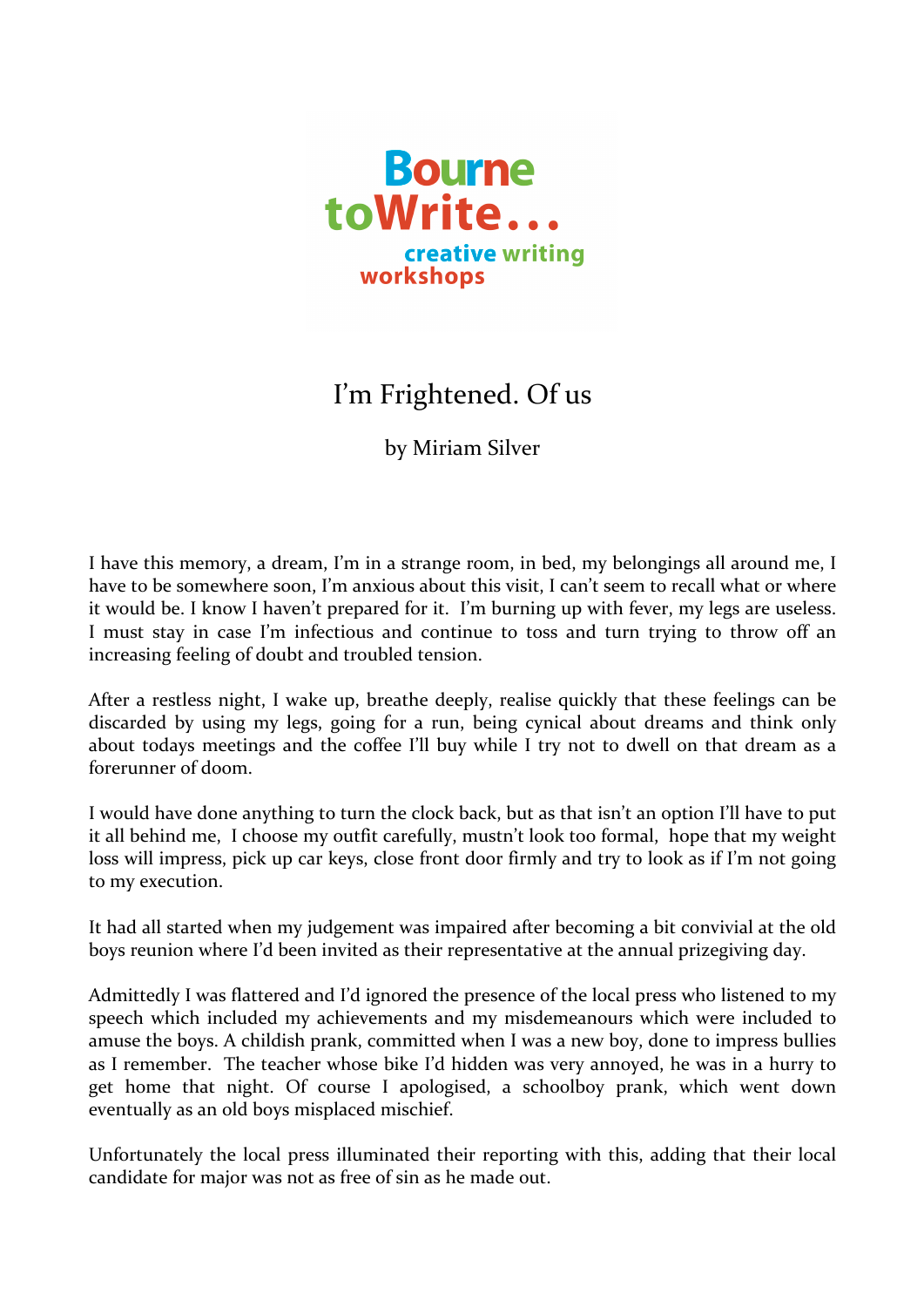Bourne toWrite... creative writing workshops

# I'm Frightened. Of us

by Miriam Silver

I have this memory, a dream, I'm in a strange room, in bed, my belongings all around me, I have to be somewhere soon, I'm anxious about this visit, I can't seem to recall what or where it would be. I know I haven't prepared for it. I'm burning up with fever, my legs are useless. I must stay in case I'm infectious and continue to toss and turn trying to throw off an increasing feeling of doubt and troubled tension.

After a restless night, I wake up, breathe deeply, realise quickly that these feelings can be discarded by using my legs, going for a run, being cynical about dreams and think only about todays meetings and the coffee I'll buy while I try not to dwell on that dream as a forerunner of doom.

I would have done anything to turn the clock back, but as that isn't an option I'll have to put it all behind me, I choose my outfit carefully, mustn't look too formal, hope that my weight loss will impress, pick up car keys, close front door firmly and try to look as if I'm not going to my execution.

It had all started when my judgement was impaired after becoming a bit convivial at the old boys reunion where I'd been invited as their representative at the annual prizegiving day.

Admittedly I was flattered and I'd ignored the presence of the local press who listened to my speech which included my achievements and my misdemeanours which were included to amuse the boys. A childish prank, committed when I was a new boy, done to impress bullies as I remember. The teacher whose bike I'd hidden was very annoyed, he was in a hurry to get home that night. Of course I apologised, a schoolboy prank, which went down eventually as an old boys misplaced mischief.

Unfortunately the local press illuminated their reporting with this, adding that their local candidate for major was not as free of sin as he made out.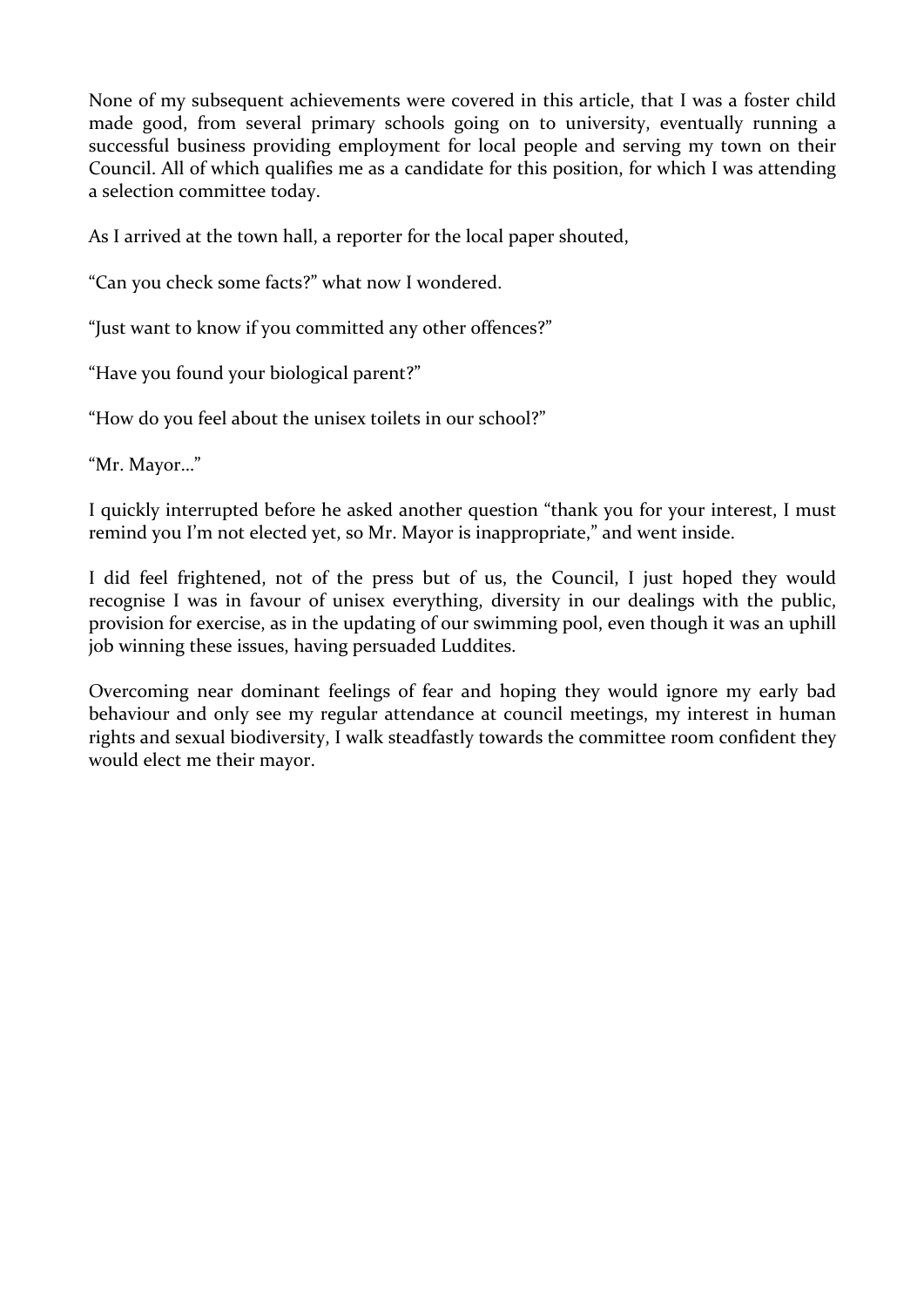None of my subsequent achievements were covered in this article, that I was a foster child made good, from several primary schools going on to university, eventually running a successful business providing employment for local people and serving my town on their Council. All of which qualifies me as a candidate for this position, for which I was attending a selection committee today.

As I arrived at the town hall, a reporter for the local paper shouted,

"Can you check some facts?" what now I wondered.

"Just want to know if you committed any other offences?"

"Have you found your biological parent?"

"How do you feel about the unisex toilets in our school?"

"Mr. Mayor..."

I quickly interrupted before he asked another question "thank you for your interest, I must remind you I'm not elected yet, so Mr. Mayor is inappropriate," and went inside.

I did feel frightened, not of the press but of us, the Council, I just hoped they would recognise I was in favour of unisex everything, diversity in our dealings with the public, provision for exercise, as in the updating of our swimming pool, even though it was an uphill job winning these issues, having persuaded Luddites.

Overcoming near dominant feelings of fear and hoping they would ignore my early bad behaviour and only see my regular attendance at council meetings, my interest in human rights and sexual biodiversity, I walk steadfastly towards the committee room confident they would elect me their mayor.